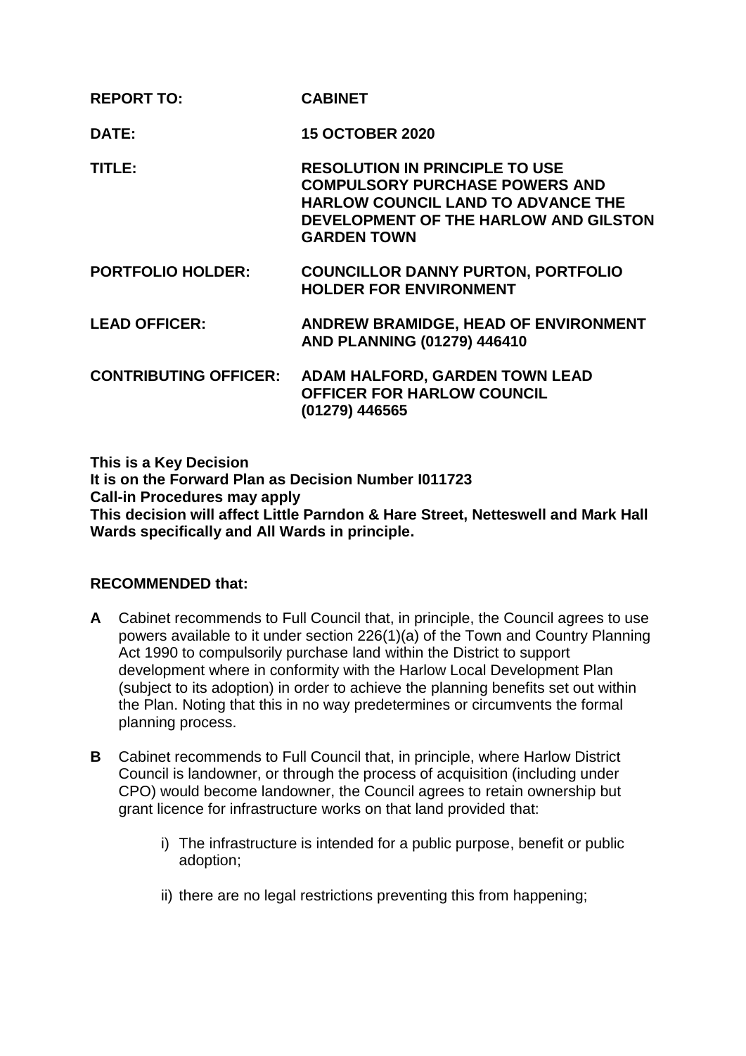| | |
|---|---|
| **REPORT TO:** | **CABINET** |
| **DATE:** | **15 OCTOBER 2020** |
| **TITLE:** | **RESOLUTION IN PRINCIPLE TO USE COMPULSORY PURCHASE POWERS AND HARLOW COUNCIL LAND TO ADVANCE THE DEVELOPMENT OF THE HARLOW AND GILSTON GARDEN TOWN** |
| **PORTFOLIO HOLDER:** | **COUNCILLOR DANNY PURTON, PORTFOLIO HOLDER FOR ENVIRONMENT** |
| **LEAD OFFICER:** | **ANDREW BRAMIDGE, HEAD OF ENVIRONMENT AND PLANNING (01279) 446410** |
| **CONTRIBUTING OFFICER:** | **ADAM HALFORD, GARDEN TOWN LEAD OFFICER FOR HARLOW COUNCIL (01279) 446565** |

**This is a Key Decision**
**It is on the Forward Plan as Decision Number I011723**
**Call-in Procedures may apply**
**This decision will affect Little Parndon & Hare Street, Netteswell and Mark Hall Wards specifically and All Wards in principle.**

**RECOMMENDED that:**

**A** Cabinet recommends to Full Council that, in principle, the Council agrees to use powers available to it under section 226(1)(a) of the Town and Country Planning Act 1990 to compulsorily purchase land within the District to support development where in conformity with the Harlow Local Development Plan (subject to its adoption) in order to achieve the planning benefits set out within the Plan. Noting that this in no way predetermines or circumvents the formal planning process.

**B** Cabinet recommends to Full Council that, in principle, where Harlow District Council is landowner, or through the process of acquisition (including under CPO) would become landowner, the Council agrees to retain ownership but grant licence for infrastructure works on that land provided that:

i) The infrastructure is intended for a public purpose, benefit or public adoption;

ii) there are no legal restrictions preventing this from happening;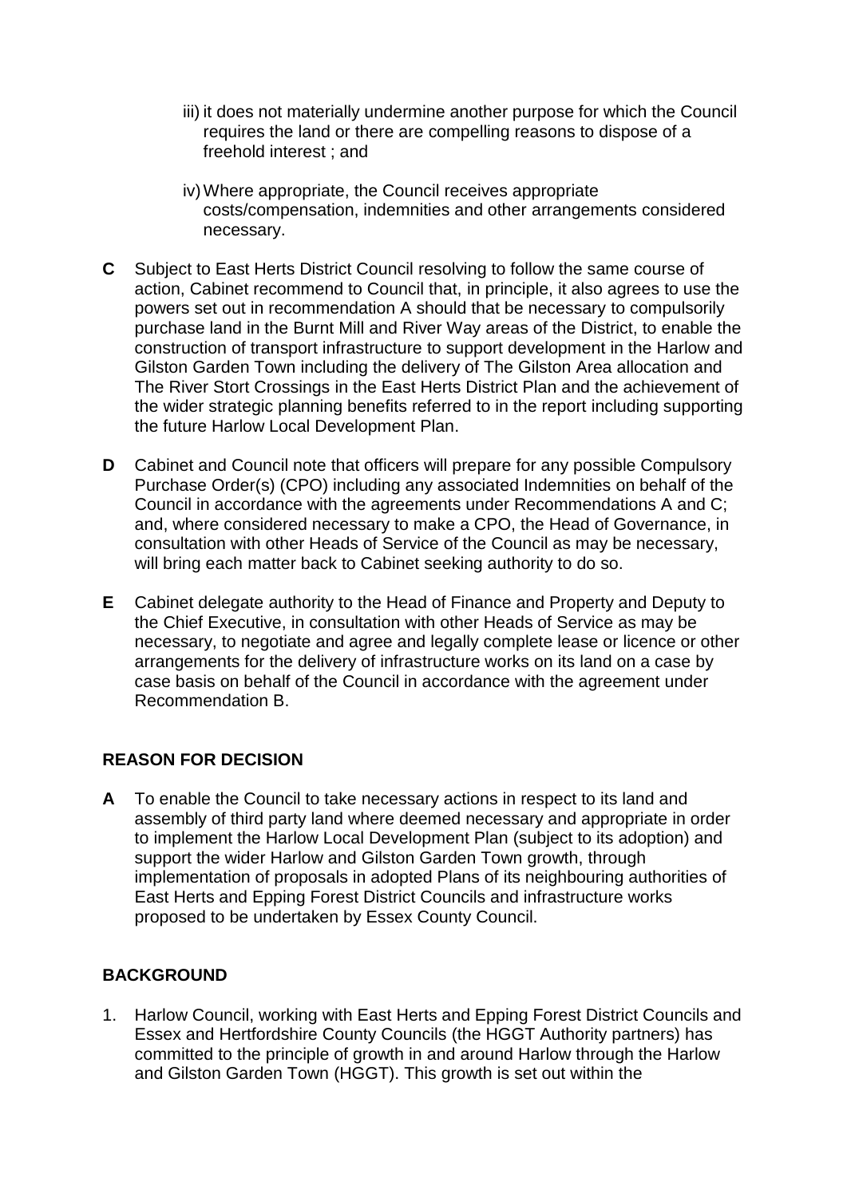iii) it does not materially undermine another purpose for which the Council requires the land or there are compelling reasons to dispose of a freehold interest ; and

iv) Where appropriate, the Council receives appropriate costs/compensation, indemnities and other arrangements considered necessary.

**C** Subject to East Herts District Council resolving to follow the same course of action, Cabinet recommend to Council that, in principle, it also agrees to use the powers set out in recommendation A should that be necessary to compulsorily purchase land in the Burnt Mill and River Way areas of the District, to enable the construction of transport infrastructure to support development in the Harlow and Gilston Garden Town including the delivery of The Gilston Area allocation and The River Stort Crossings in the East Herts District Plan and the achievement of the wider strategic planning benefits referred to in the report including supporting the future Harlow Local Development Plan.

**D** Cabinet and Council note that officers will prepare for any possible Compulsory Purchase Order(s) (CPO) including any associated Indemnities on behalf of the Council in accordance with the agreements under Recommendations A and C; and, where considered necessary to make a CPO, the Head of Governance, in consultation with other Heads of Service of the Council as may be necessary, will bring each matter back to Cabinet seeking authority to do so.

**E** Cabinet delegate authority to the Head of Finance and Property and Deputy to the Chief Executive, in consultation with other Heads of Service as may be necessary, to negotiate and agree and legally complete lease or licence or other arrangements for the delivery of infrastructure works on its land on a case by case basis on behalf of the Council in accordance with the agreement under Recommendation B.

## REASON FOR DECISION

**A** To enable the Council to take necessary actions in respect to its land and assembly of third party land where deemed necessary and appropriate in order to implement the Harlow Local Development Plan (subject to its adoption) and support the wider Harlow and Gilston Garden Town growth, through implementation of proposals in adopted Plans of its neighbouring authorities of East Herts and Epping Forest District Councils and infrastructure works proposed to be undertaken by Essex County Council.

## BACKGROUND

1. Harlow Council, working with East Herts and Epping Forest District Councils and Essex and Hertfordshire County Councils (the HGGT Authority partners) has committed to the principle of growth in and around Harlow through the Harlow and Gilston Garden Town (HGGT). This growth is set out within the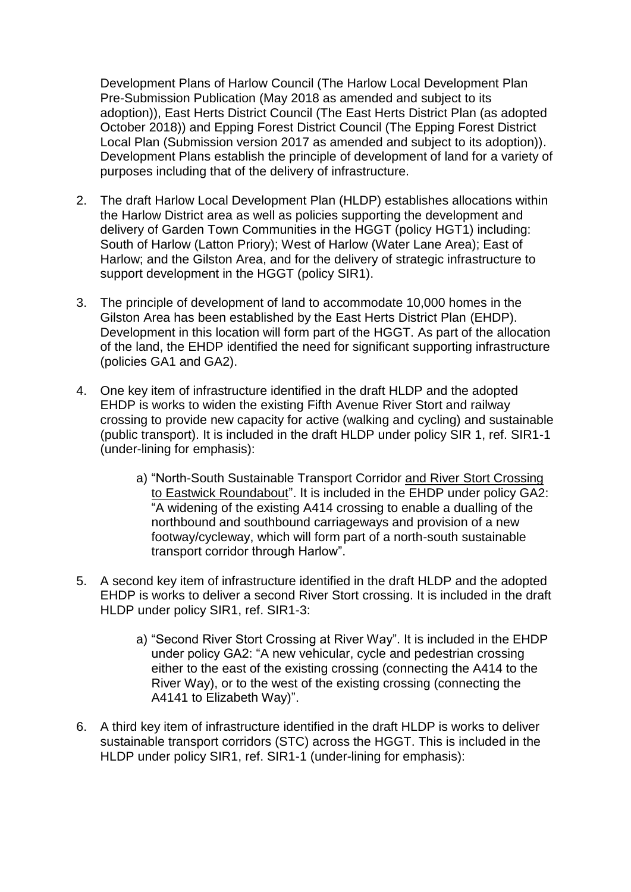Development Plans of Harlow Council (The Harlow Local Development Plan Pre-Submission Publication (May 2018 as amended and subject to its adoption)), East Herts District Council (The East Herts District Plan (as adopted October 2018)) and Epping Forest District Council (The Epping Forest District Local Plan (Submission version 2017 as amended and subject to its adoption)). Development Plans establish the principle of development of land for a variety of purposes including that of the delivery of infrastructure.

2. The draft Harlow Local Development Plan (HLDP) establishes allocations within the Harlow District area as well as policies supporting the development and delivery of Garden Town Communities in the HGGT (policy HGT1) including: South of Harlow (Latton Priory); West of Harlow (Water Lane Area); East of Harlow; and the Gilston Area, and for the delivery of strategic infrastructure to support development in the HGGT (policy SIR1).

3. The principle of development of land to accommodate 10,000 homes in the Gilston Area has been established by the East Herts District Plan (EHDP). Development in this location will form part of the HGGT. As part of the allocation of the land, the EHDP identified the need for significant supporting infrastructure (policies GA1 and GA2).

4. One key item of infrastructure identified in the draft HLDP and the adopted EHDP is works to widen the existing Fifth Avenue River Stort and railway crossing to provide new capacity for active (walking and cycling) and sustainable (public transport). It is included in the draft HLDP under policy SIR 1, ref. SIR1-1 (under-lining for emphasis):

    a) "North-South Sustainable Transport Corridor <u>and River Stort Crossing to Eastwick Roundabout</u>". It is included in the EHDP under policy GA2: "A widening of the existing A414 crossing to enable a dualling of the northbound and southbound carriageways and provision of a new footway/cycleway, which will form part of a north-south sustainable transport corridor through Harlow".

5. A second key item of infrastructure identified in the draft HLDP and the adopted EHDP is works to deliver a second River Stort crossing. It is included in the draft HLDP under policy SIR1, ref. SIR1-3:

    a) "Second River Stort Crossing at River Way". It is included in the EHDP under policy GA2: "A new vehicular, cycle and pedestrian crossing either to the east of the existing crossing (connecting the A414 to the River Way), or to the west of the existing crossing (connecting the A4141 to Elizabeth Way)".

6. A third key item of infrastructure identified in the draft HLDP is works to deliver sustainable transport corridors (STC) across the HGGT. This is included in the HLDP under policy SIR1, ref. SIR1-1 (under-lining for emphasis):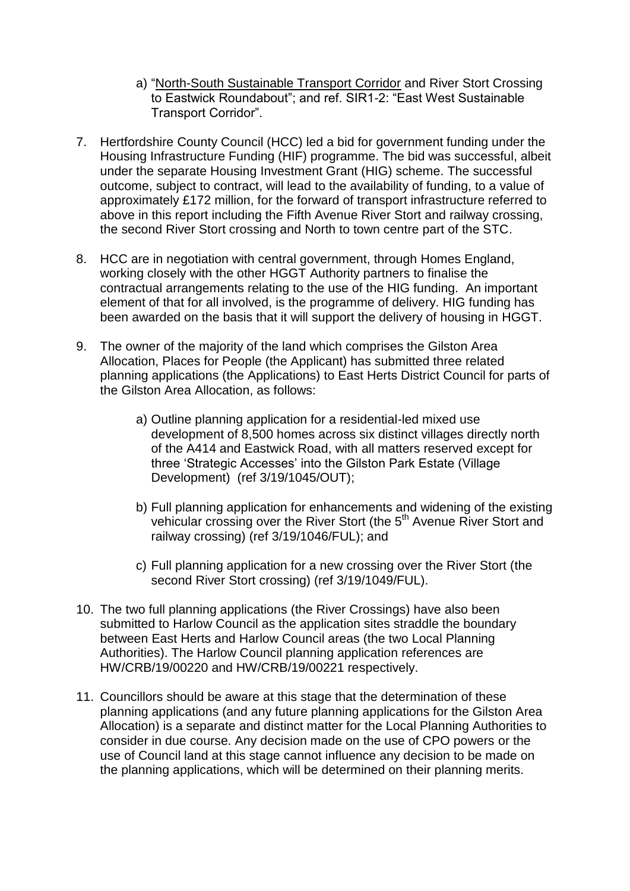a) "North-South Sustainable Transport Corridor and River Stort Crossing to Eastwick Roundabout"; and ref. SIR1-2: "East West Sustainable Transport Corridor".

7. Hertfordshire County Council (HCC) led a bid for government funding under the Housing Infrastructure Funding (HIF) programme. The bid was successful, albeit under the separate Housing Investment Grant (HIG) scheme. The successful outcome, subject to contract, will lead to the availability of funding, to a value of approximately £172 million, for the forward of transport infrastructure referred to above in this report including the Fifth Avenue River Stort and railway crossing, the second River Stort crossing and North to town centre part of the STC.

8. HCC are in negotiation with central government, through Homes England, working closely with the other HGGT Authority partners to finalise the contractual arrangements relating to the use of the HIG funding. An important element of that for all involved, is the programme of delivery. HIG funding has been awarded on the basis that it will support the delivery of housing in HGGT.

9. The owner of the majority of the land which comprises the Gilston Area Allocation, Places for People (the Applicant) has submitted three related planning applications (the Applications) to East Herts District Council for parts of the Gilston Area Allocation, as follows:

   a) Outline planning application for a residential-led mixed use development of 8,500 homes across six distinct villages directly north of the A414 and Eastwick Road, with all matters reserved except for three 'Strategic Accesses' into the Gilston Park Estate (Village Development) (ref 3/19/1045/OUT);

   b) Full planning application for enhancements and widening of the existing vehicular crossing over the River Stort (the 5th Avenue River Stort and railway crossing) (ref 3/19/1046/FUL); and

   c) Full planning application for a new crossing over the River Stort (the second River Stort crossing) (ref 3/19/1049/FUL).

10. The two full planning applications (the River Crossings) have also been submitted to Harlow Council as the application sites straddle the boundary between East Herts and Harlow Council areas (the two Local Planning Authorities). The Harlow Council planning application references are HW/CRB/19/00220 and HW/CRB/19/00221 respectively.

11. Councillors should be aware at this stage that the determination of these planning applications (and any future planning applications for the Gilston Area Allocation) is a separate and distinct matter for the Local Planning Authorities to consider in due course. Any decision made on the use of CPO powers or the use of Council land at this stage cannot influence any decision to be made on the planning applications, which will be determined on their planning merits.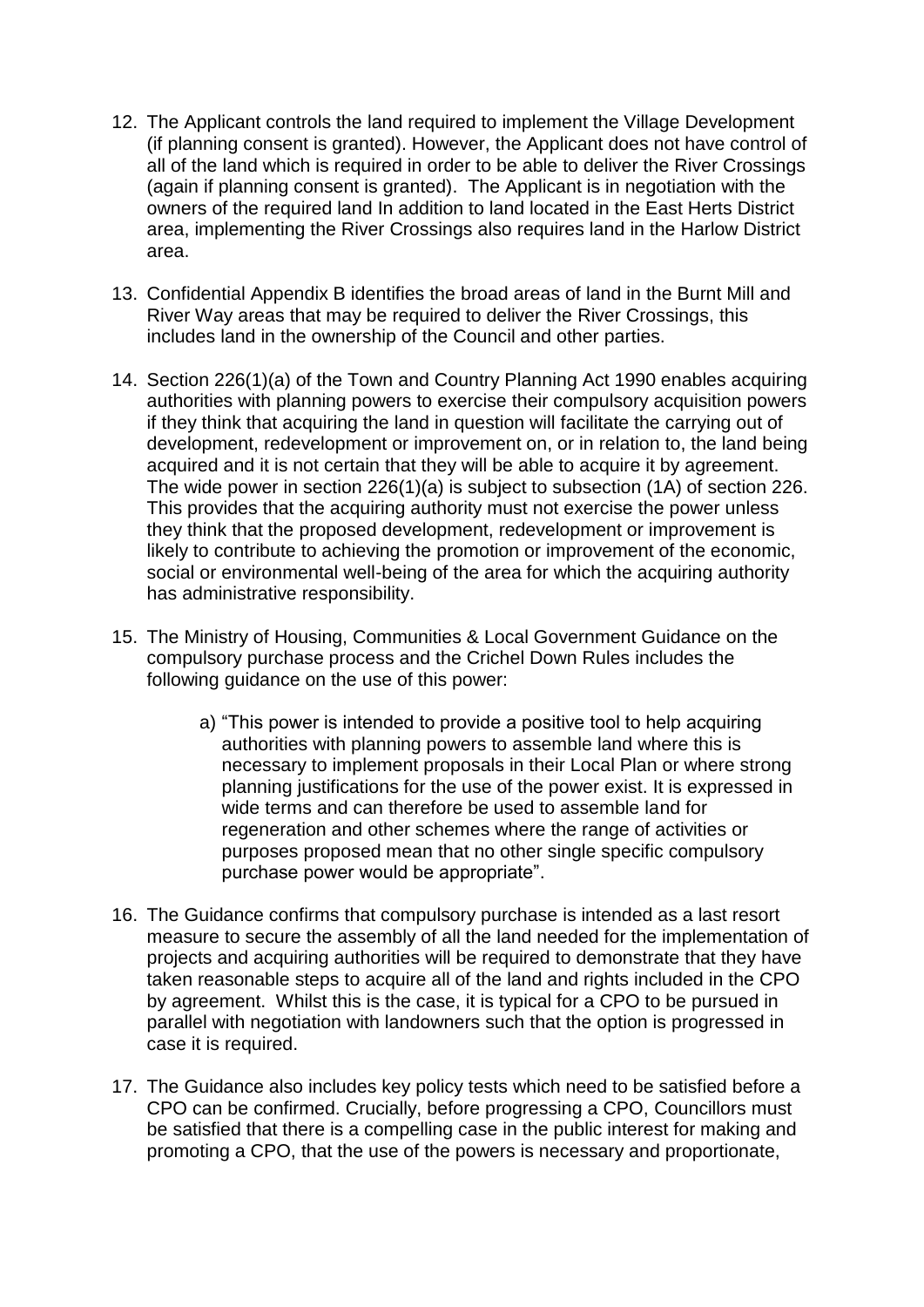12. The Applicant controls the land required to implement the Village Development (if planning consent is granted). However, the Applicant does not have control of all of the land which is required in order to be able to deliver the River Crossings (again if planning consent is granted). The Applicant is in negotiation with the owners of the required land In addition to land located in the East Herts District area, implementing the River Crossings also requires land in the Harlow District area.

13. Confidential Appendix B identifies the broad areas of land in the Burnt Mill and River Way areas that may be required to deliver the River Crossings, this includes land in the ownership of the Council and other parties.

14. Section 226(1)(a) of the Town and Country Planning Act 1990 enables acquiring authorities with planning powers to exercise their compulsory acquisition powers if they think that acquiring the land in question will facilitate the carrying out of development, redevelopment or improvement on, or in relation to, the land being acquired and it is not certain that they will be able to acquire it by agreement. The wide power in section 226(1)(a) is subject to subsection (1A) of section 226. This provides that the acquiring authority must not exercise the power unless they think that the proposed development, redevelopment or improvement is likely to contribute to achieving the promotion or improvement of the economic, social or environmental well-being of the area for which the acquiring authority has administrative responsibility.

15. The Ministry of Housing, Communities & Local Government Guidance on the compulsory purchase process and the Crichel Down Rules includes the following guidance on the use of this power:

    a) "This power is intended to provide a positive tool to help acquiring authorities with planning powers to assemble land where this is necessary to implement proposals in their Local Plan or where strong planning justifications for the use of the power exist. It is expressed in wide terms and can therefore be used to assemble land for regeneration and other schemes where the range of activities or purposes proposed mean that no other single specific compulsory purchase power would be appropriate".

16. The Guidance confirms that compulsory purchase is intended as a last resort measure to secure the assembly of all the land needed for the implementation of projects and acquiring authorities will be required to demonstrate that they have taken reasonable steps to acquire all of the land and rights included in the CPO by agreement. Whilst this is the case, it is typical for a CPO to be pursued in parallel with negotiation with landowners such that the option is progressed in case it is required.

17. The Guidance also includes key policy tests which need to be satisfied before a CPO can be confirmed. Crucially, before progressing a CPO, Councillors must be satisfied that there is a compelling case in the public interest for making and promoting a CPO, that the use of the powers is necessary and proportionate,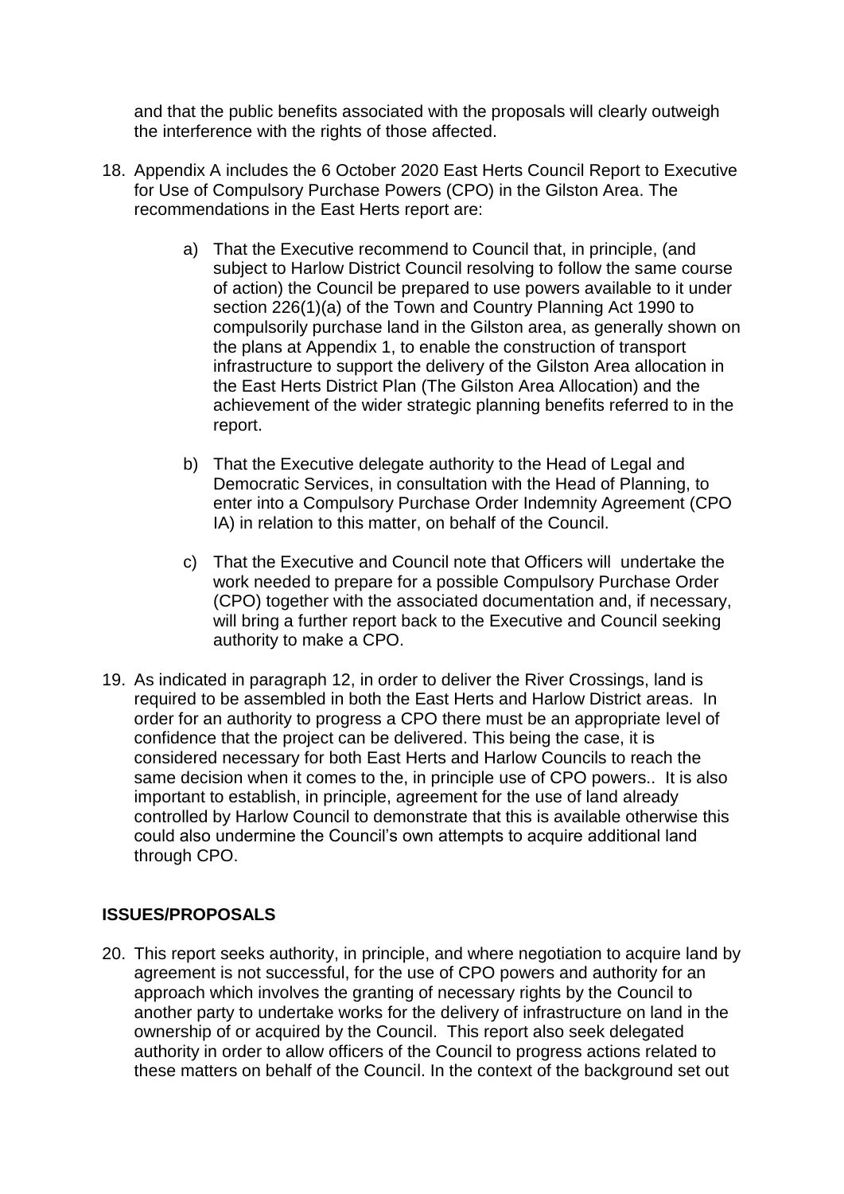and that the public benefits associated with the proposals will clearly outweigh the interference with the rights of those affected.

18. Appendix A includes the 6 October 2020 East Herts Council Report to Executive for Use of Compulsory Purchase Powers (CPO) in the Gilston Area. The recommendations in the East Herts report are:

    a) That the Executive recommend to Council that, in principle, (and subject to Harlow District Council resolving to follow the same course of action) the Council be prepared to use powers available to it under section 226(1)(a) of the Town and Country Planning Act 1990 to compulsorily purchase land in the Gilston area, as generally shown on the plans at Appendix 1, to enable the construction of transport infrastructure to support the delivery of the Gilston Area allocation in the East Herts District Plan (The Gilston Area Allocation) and the achievement of the wider strategic planning benefits referred to in the report.

    b) That the Executive delegate authority to the Head of Legal and Democratic Services, in consultation with the Head of Planning, to enter into a Compulsory Purchase Order Indemnity Agreement (CPO IA) in relation to this matter, on behalf of the Council.

    c) That the Executive and Council note that Officers will undertake the work needed to prepare for a possible Compulsory Purchase Order (CPO) together with the associated documentation and, if necessary, will bring a further report back to the Executive and Council seeking authority to make a CPO.

19. As indicated in paragraph 12, in order to deliver the River Crossings, land is required to be assembled in both the East Herts and Harlow District areas. In order for an authority to progress a CPO there must be an appropriate level of confidence that the project can be delivered. This being the case, it is considered necessary for both East Herts and Harlow Councils to reach the same decision when it comes to the, in principle use of CPO powers.. It is also important to establish, in principle, agreement for the use of land already controlled by Harlow Council to demonstrate that this is available otherwise this could also undermine the Council's own attempts to acquire additional land through CPO.

## ISSUES/PROPOSALS

20. This report seeks authority, in principle, and where negotiation to acquire land by agreement is not successful, for the use of CPO powers and authority for an approach which involves the granting of necessary rights by the Council to another party to undertake works for the delivery of infrastructure on land in the ownership of or acquired by the Council. This report also seek delegated authority in order to allow officers of the Council to progress actions related to these matters on behalf of the Council. In the context of the background set out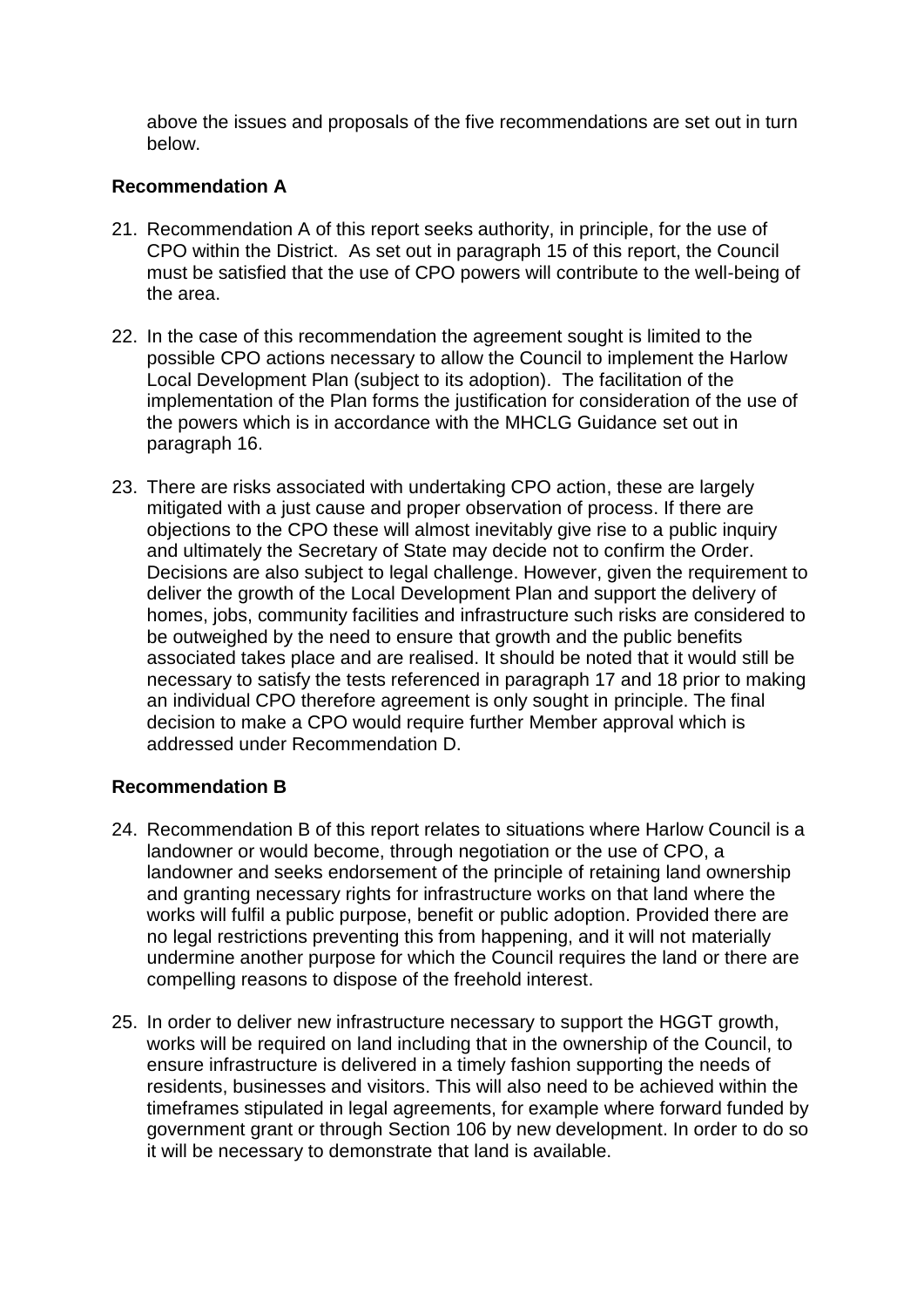above the issues and proposals of the five recommendations are set out in turn below.

**Recommendation A**

21. Recommendation A of this report seeks authority, in principle, for the use of CPO within the District. As set out in paragraph 15 of this report, the Council must be satisfied that the use of CPO powers will contribute to the well-being of the area.

22. In the case of this recommendation the agreement sought is limited to the possible CPO actions necessary to allow the Council to implement the Harlow Local Development Plan (subject to its adoption). The facilitation of the implementation of the Plan forms the justification for consideration of the use of the powers which is in accordance with the MHCLG Guidance set out in paragraph 16.

23. There are risks associated with undertaking CPO action, these are largely mitigated with a just cause and proper observation of process. If there are objections to the CPO these will almost inevitably give rise to a public inquiry and ultimately the Secretary of State may decide not to confirm the Order. Decisions are also subject to legal challenge. However, given the requirement to deliver the growth of the Local Development Plan and support the delivery of homes, jobs, community facilities and infrastructure such risks are considered to be outweighed by the need to ensure that growth and the public benefits associated takes place and are realised. It should be noted that it would still be necessary to satisfy the tests referenced in paragraph 17 and 18 prior to making an individual CPO therefore agreement is only sought in principle. The final decision to make a CPO would require further Member approval which is addressed under Recommendation D.

**Recommendation B**

24. Recommendation B of this report relates to situations where Harlow Council is a landowner or would become, through negotiation or the use of CPO, a landowner and seeks endorsement of the principle of retaining land ownership and granting necessary rights for infrastructure works on that land where the works will fulfil a public purpose, benefit or public adoption. Provided there are no legal restrictions preventing this from happening, and it will not materially undermine another purpose for which the Council requires the land or there are compelling reasons to dispose of the freehold interest.

25. In order to deliver new infrastructure necessary to support the HGGT growth, works will be required on land including that in the ownership of the Council, to ensure infrastructure is delivered in a timely fashion supporting the needs of residents, businesses and visitors. This will also need to be achieved within the timeframes stipulated in legal agreements, for example where forward funded by government grant or through Section 106 by new development. In order to do so it will be necessary to demonstrate that land is available.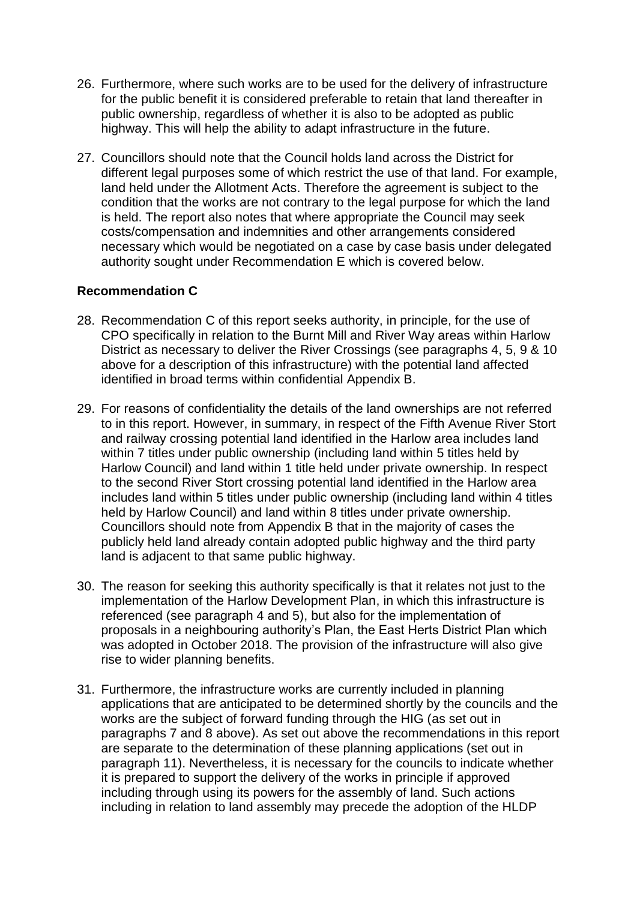26. Furthermore, where such works are to be used for the delivery of infrastructure for the public benefit it is considered preferable to retain that land thereafter in public ownership, regardless of whether it is also to be adopted as public highway. This will help the ability to adapt infrastructure in the future.

27. Councillors should note that the Council holds land across the District for different legal purposes some of which restrict the use of that land. For example, land held under the Allotment Acts. Therefore the agreement is subject to the condition that the works are not contrary to the legal purpose for which the land is held. The report also notes that where appropriate the Council may seek costs/compensation and indemnities and other arrangements considered necessary which would be negotiated on a case by case basis under delegated authority sought under Recommendation E which is covered below.

**Recommendation C**

28. Recommendation C of this report seeks authority, in principle, for the use of CPO specifically in relation to the Burnt Mill and River Way areas within Harlow District as necessary to deliver the River Crossings (see paragraphs 4, 5, 9 & 10 above for a description of this infrastructure) with the potential land affected identified in broad terms within confidential Appendix B.

29. For reasons of confidentiality the details of the land ownerships are not referred to in this report. However, in summary, in respect of the Fifth Avenue River Stort and railway crossing potential land identified in the Harlow area includes land within 7 titles under public ownership (including land within 5 titles held by Harlow Council) and land within 1 title held under private ownership. In respect to the second River Stort crossing potential land identified in the Harlow area includes land within 5 titles under public ownership (including land within 4 titles held by Harlow Council) and land within 8 titles under private ownership. Councillors should note from Appendix B that in the majority of cases the publicly held land already contain adopted public highway and the third party land is adjacent to that same public highway.

30. The reason for seeking this authority specifically is that it relates not just to the implementation of the Harlow Development Plan, in which this infrastructure is referenced (see paragraph 4 and 5), but also for the implementation of proposals in a neighbouring authority's Plan, the East Herts District Plan which was adopted in October 2018. The provision of the infrastructure will also give rise to wider planning benefits.

31. Furthermore, the infrastructure works are currently included in planning applications that are anticipated to be determined shortly by the councils and the works are the subject of forward funding through the HIG (as set out in paragraphs 7 and 8 above). As set out above the recommendations in this report are separate to the determination of these planning applications (set out in paragraph 11). Nevertheless, it is necessary for the councils to indicate whether it is prepared to support the delivery of the works in principle if approved including through using its powers for the assembly of land. Such actions including in relation to land assembly may precede the adoption of the HLDP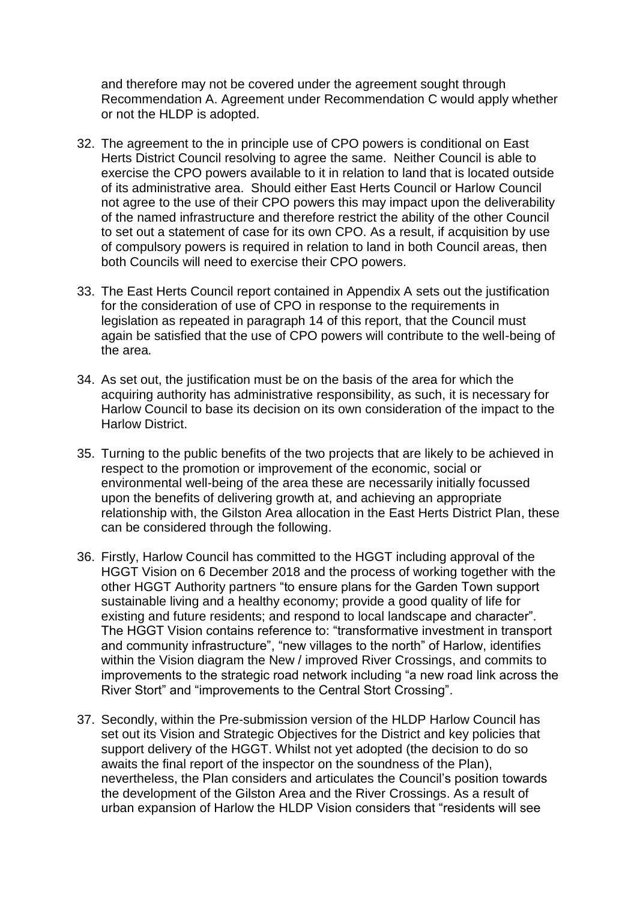and therefore may not be covered under the agreement sought through Recommendation A. Agreement under Recommendation C would apply whether or not the HLDP is adopted.

32. The agreement to the in principle use of CPO powers is conditional on East Herts District Council resolving to agree the same. Neither Council is able to exercise the CPO powers available to it in relation to land that is located outside of its administrative area. Should either East Herts Council or Harlow Council not agree to the use of their CPO powers this may impact upon the deliverability of the named infrastructure and therefore restrict the ability of the other Council to set out a statement of case for its own CPO. As a result, if acquisition by use of compulsory powers is required in relation to land in both Council areas, then both Councils will need to exercise their CPO powers.

33. The East Herts Council report contained in Appendix A sets out the justification for the consideration of use of CPO in response to the requirements in legislation as repeated in paragraph 14 of this report, that the Council must again be satisfied that the use of CPO powers will contribute to the well-being of the area.

34. As set out, the justification must be on the basis of the area for which the acquiring authority has administrative responsibility, as such, it is necessary for Harlow Council to base its decision on its own consideration of the impact to the Harlow District.

35. Turning to the public benefits of the two projects that are likely to be achieved in respect to the promotion or improvement of the economic, social or environmental well-being of the area these are necessarily initially focussed upon the benefits of delivering growth at, and achieving an appropriate relationship with, the Gilston Area allocation in the East Herts District Plan, these can be considered through the following.

36. Firstly, Harlow Council has committed to the HGGT including approval of the HGGT Vision on 6 December 2018 and the process of working together with the other HGGT Authority partners "to ensure plans for the Garden Town support sustainable living and a healthy economy; provide a good quality of life for existing and future residents; and respond to local landscape and character". The HGGT Vision contains reference to: "transformative investment in transport and community infrastructure", "new villages to the north" of Harlow, identifies within the Vision diagram the New / improved River Crossings, and commits to improvements to the strategic road network including "a new road link across the River Stort" and "improvements to the Central Stort Crossing".

37. Secondly, within the Pre-submission version of the HLDP Harlow Council has set out its Vision and Strategic Objectives for the District and key policies that support delivery of the HGGT. Whilst not yet adopted (the decision to do so awaits the final report of the inspector on the soundness of the Plan), nevertheless, the Plan considers and articulates the Council's position towards the development of the Gilston Area and the River Crossings. As a result of urban expansion of Harlow the HLDP Vision considers that "residents will see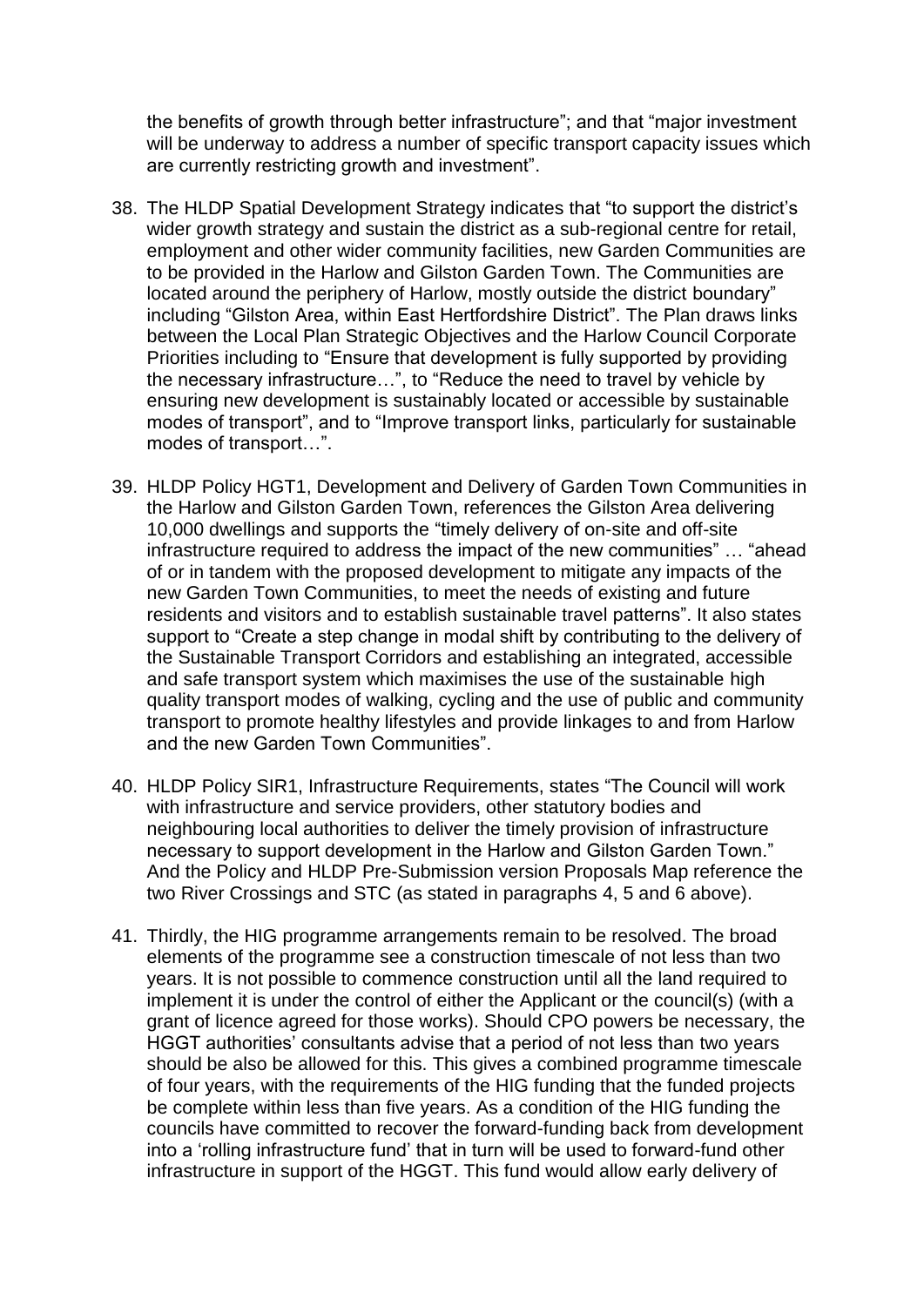the benefits of growth through better infrastructure"; and that "major investment will be underway to address a number of specific transport capacity issues which are currently restricting growth and investment".

38. The HLDP Spatial Development Strategy indicates that "to support the district's wider growth strategy and sustain the district as a sub-regional centre for retail, employment and other wider community facilities, new Garden Communities are to be provided in the Harlow and Gilston Garden Town. The Communities are located around the periphery of Harlow, mostly outside the district boundary" including "Gilston Area, within East Hertfordshire District". The Plan draws links between the Local Plan Strategic Objectives and the Harlow Council Corporate Priorities including to "Ensure that development is fully supported by providing the necessary infrastructure…", to "Reduce the need to travel by vehicle by ensuring new development is sustainably located or accessible by sustainable modes of transport", and to "Improve transport links, particularly for sustainable modes of transport…".

39. HLDP Policy HGT1, Development and Delivery of Garden Town Communities in the Harlow and Gilston Garden Town, references the Gilston Area delivering 10,000 dwellings and supports the "timely delivery of on-site and off-site infrastructure required to address the impact of the new communities" … "ahead of or in tandem with the proposed development to mitigate any impacts of the new Garden Town Communities, to meet the needs of existing and future residents and visitors and to establish sustainable travel patterns". It also states support to "Create a step change in modal shift by contributing to the delivery of the Sustainable Transport Corridors and establishing an integrated, accessible and safe transport system which maximises the use of the sustainable high quality transport modes of walking, cycling and the use of public and community transport to promote healthy lifestyles and provide linkages to and from Harlow and the new Garden Town Communities".

40. HLDP Policy SIR1, Infrastructure Requirements, states "The Council will work with infrastructure and service providers, other statutory bodies and neighbouring local authorities to deliver the timely provision of infrastructure necessary to support development in the Harlow and Gilston Garden Town." And the Policy and HLDP Pre-Submission version Proposals Map reference the two River Crossings and STC (as stated in paragraphs 4, 5 and 6 above).

41. Thirdly, the HIG programme arrangements remain to be resolved. The broad elements of the programme see a construction timescale of not less than two years. It is not possible to commence construction until all the land required to implement it is under the control of either the Applicant or the council(s) (with a grant of licence agreed for those works). Should CPO powers be necessary, the HGGT authorities' consultants advise that a period of not less than two years should be also be allowed for this. This gives a combined programme timescale of four years, with the requirements of the HIG funding that the funded projects be complete within less than five years. As a condition of the HIG funding the councils have committed to recover the forward-funding back from development into a 'rolling infrastructure fund' that in turn will be used to forward-fund other infrastructure in support of the HGGT. This fund would allow early delivery of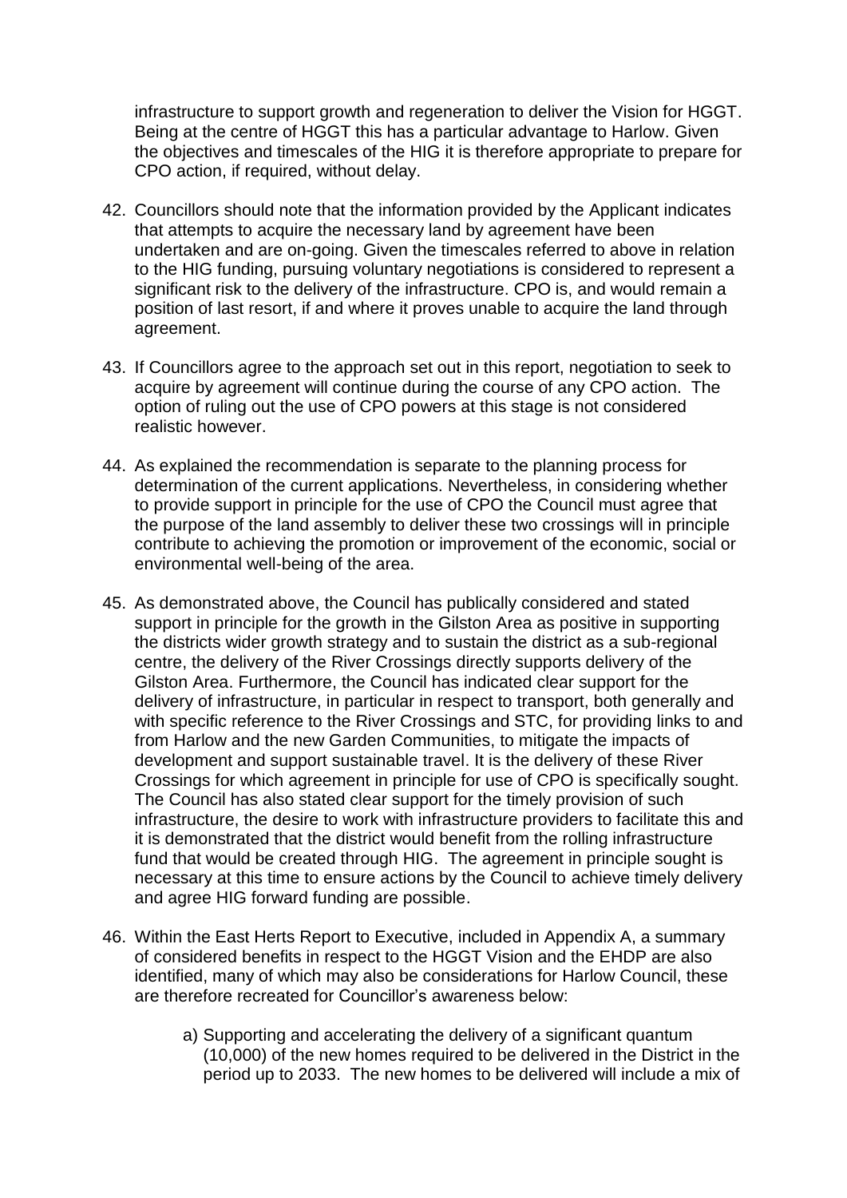infrastructure to support growth and regeneration to deliver the Vision for HGGT. Being at the centre of HGGT this has a particular advantage to Harlow. Given the objectives and timescales of the HIG it is therefore appropriate to prepare for CPO action, if required, without delay.

42. Councillors should note that the information provided by the Applicant indicates that attempts to acquire the necessary land by agreement have been undertaken and are on-going. Given the timescales referred to above in relation to the HIG funding, pursuing voluntary negotiations is considered to represent a significant risk to the delivery of the infrastructure. CPO is, and would remain a position of last resort, if and where it proves unable to acquire the land through agreement.

43. If Councillors agree to the approach set out in this report, negotiation to seek to acquire by agreement will continue during the course of any CPO action. The option of ruling out the use of CPO powers at this stage is not considered realistic however.

44. As explained the recommendation is separate to the planning process for determination of the current applications. Nevertheless, in considering whether to provide support in principle for the use of CPO the Council must agree that the purpose of the land assembly to deliver these two crossings will in principle contribute to achieving the promotion or improvement of the economic, social or environmental well-being of the area.

45. As demonstrated above, the Council has publically considered and stated support in principle for the growth in the Gilston Area as positive in supporting the districts wider growth strategy and to sustain the district as a sub-regional centre, the delivery of the River Crossings directly supports delivery of the Gilston Area. Furthermore, the Council has indicated clear support for the delivery of infrastructure, in particular in respect to transport, both generally and with specific reference to the River Crossings and STC, for providing links to and from Harlow and the new Garden Communities, to mitigate the impacts of development and support sustainable travel. It is the delivery of these River Crossings for which agreement in principle for use of CPO is specifically sought. The Council has also stated clear support for the timely provision of such infrastructure, the desire to work with infrastructure providers to facilitate this and it is demonstrated that the district would benefit from the rolling infrastructure fund that would be created through HIG. The agreement in principle sought is necessary at this time to ensure actions by the Council to achieve timely delivery and agree HIG forward funding are possible.

46. Within the East Herts Report to Executive, included in Appendix A, a summary of considered benefits in respect to the HGGT Vision and the EHDP are also identified, many of which may also be considerations for Harlow Council, these are therefore recreated for Councillor's awareness below:

    a) Supporting and accelerating the delivery of a significant quantum (10,000) of the new homes required to be delivered in the District in the period up to 2033. The new homes to be delivered will include a mix of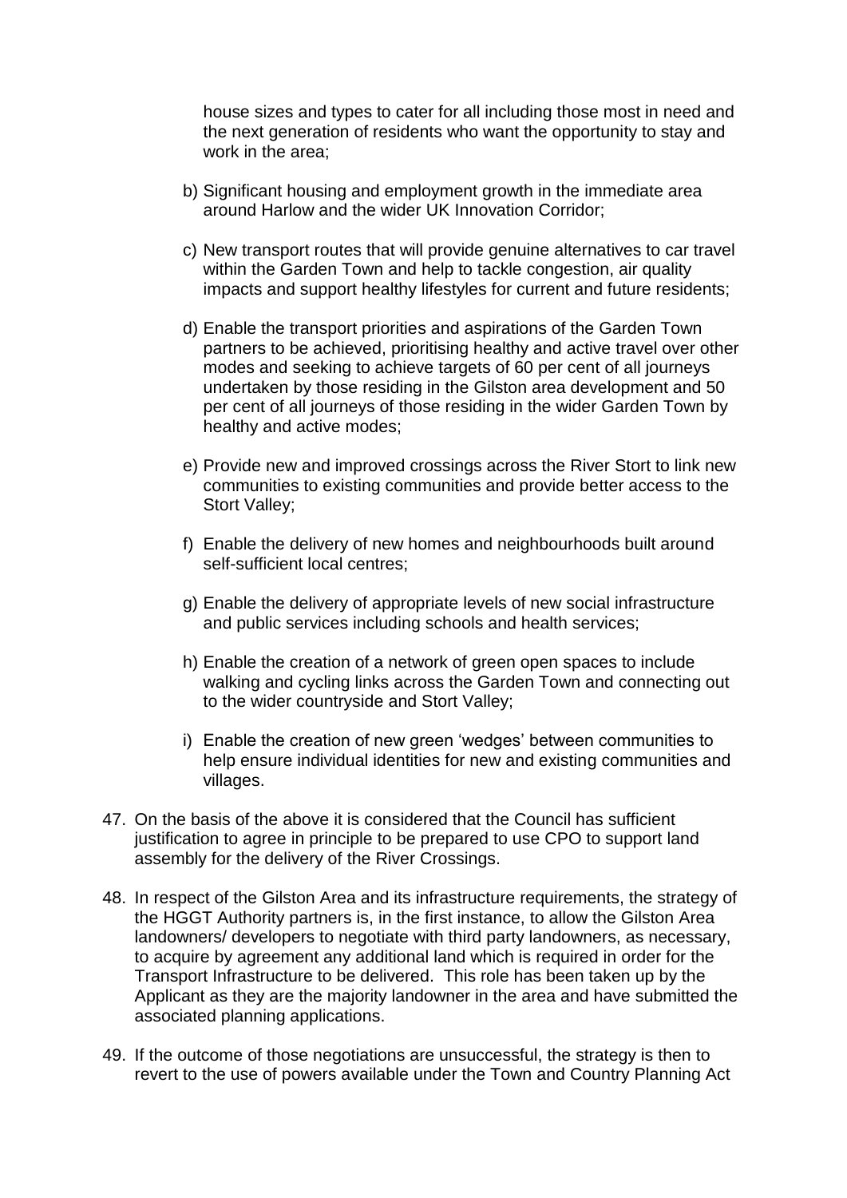house sizes and types to cater for all including those most in need and the next generation of residents who want the opportunity to stay and work in the area;

b) Significant housing and employment growth in the immediate area around Harlow and the wider UK Innovation Corridor;

c) New transport routes that will provide genuine alternatives to car travel within the Garden Town and help to tackle congestion, air quality impacts and support healthy lifestyles for current and future residents;

d) Enable the transport priorities and aspirations of the Garden Town partners to be achieved, prioritising healthy and active travel over other modes and seeking to achieve targets of 60 per cent of all journeys undertaken by those residing in the Gilston area development and 50 per cent of all journeys of those residing in the wider Garden Town by healthy and active modes;

e) Provide new and improved crossings across the River Stort to link new communities to existing communities and provide better access to the Stort Valley;

f) Enable the delivery of new homes and neighbourhoods built around self-sufficient local centres;

g) Enable the delivery of appropriate levels of new social infrastructure and public services including schools and health services;

h) Enable the creation of a network of green open spaces to include walking and cycling links across the Garden Town and connecting out to the wider countryside and Stort Valley;

i) Enable the creation of new green 'wedges' between communities to help ensure individual identities for new and existing communities and villages.

47. On the basis of the above it is considered that the Council has sufficient justification to agree in principle to be prepared to use CPO to support land assembly for the delivery of the River Crossings.

48. In respect of the Gilston Area and its infrastructure requirements, the strategy of the HGGT Authority partners is, in the first instance, to allow the Gilston Area landowners/ developers to negotiate with third party landowners, as necessary, to acquire by agreement any additional land which is required in order for the Transport Infrastructure to be delivered. This role has been taken up by the Applicant as they are the majority landowner in the area and have submitted the associated planning applications.

49. If the outcome of those negotiations are unsuccessful, the strategy is then to revert to the use of powers available under the Town and Country Planning Act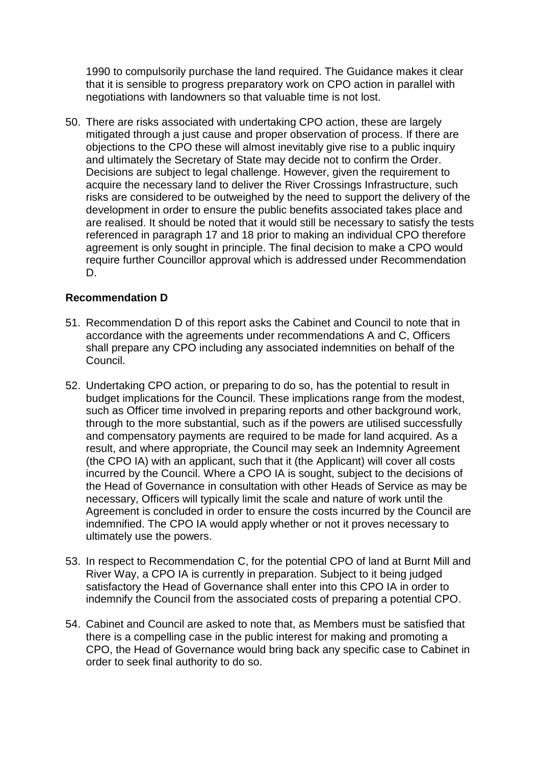1990 to compulsorily purchase the land required. The Guidance makes it clear that it is sensible to progress preparatory work on CPO action in parallel with negotiations with landowners so that valuable time is not lost.

50. There are risks associated with undertaking CPO action, these are largely mitigated through a just cause and proper observation of process. If there are objections to the CPO these will almost inevitably give rise to a public inquiry and ultimately the Secretary of State may decide not to confirm the Order. Decisions are subject to legal challenge. However, given the requirement to acquire the necessary land to deliver the River Crossings Infrastructure, such risks are considered to be outweighed by the need to support the delivery of the development in order to ensure the public benefits associated takes place and are realised. It should be noted that it would still be necessary to satisfy the tests referenced in paragraph 17 and 18 prior to making an individual CPO therefore agreement is only sought in principle. The final decision to make a CPO would require further Councillor approval which is addressed under Recommendation D.

**Recommendation D**

51. Recommendation D of this report asks the Cabinet and Council to note that in accordance with the agreements under recommendations A and C, Officers shall prepare any CPO including any associated indemnities on behalf of the Council.

52. Undertaking CPO action, or preparing to do so, has the potential to result in budget implications for the Council. These implications range from the modest, such as Officer time involved in preparing reports and other background work, through to the more substantial, such as if the powers are utilised successfully and compensatory payments are required to be made for land acquired. As a result, and where appropriate, the Council may seek an Indemnity Agreement (the CPO IA) with an applicant, such that it (the Applicant) will cover all costs incurred by the Council. Where a CPO IA is sought, subject to the decisions of the Head of Governance in consultation with other Heads of Service as may be necessary, Officers will typically limit the scale and nature of work until the Agreement is concluded in order to ensure the costs incurred by the Council are indemnified. The CPO IA would apply whether or not it proves necessary to ultimately use the powers.

53. In respect to Recommendation C, for the potential CPO of land at Burnt Mill and River Way, a CPO IA is currently in preparation. Subject to it being judged satisfactory the Head of Governance shall enter into this CPO IA in order to indemnify the Council from the associated costs of preparing a potential CPO.

54. Cabinet and Council are asked to note that, as Members must be satisfied that there is a compelling case in the public interest for making and promoting a CPO, the Head of Governance would bring back any specific case to Cabinet in order to seek final authority to do so.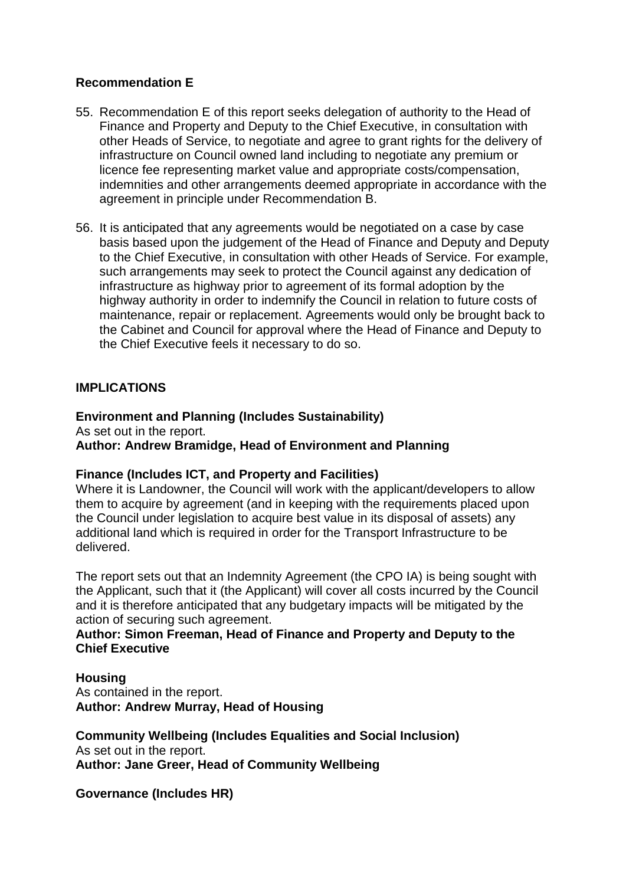**Recommendation E**

55. Recommendation E of this report seeks delegation of authority to the Head of Finance and Property and Deputy to the Chief Executive, in consultation with other Heads of Service, to negotiate and agree to grant rights for the delivery of infrastructure on Council owned land including to negotiate any premium or licence fee representing market value and appropriate costs/compensation, indemnities and other arrangements deemed appropriate in accordance with the agreement in principle under Recommendation B.

56. It is anticipated that any agreements would be negotiated on a case by case basis based upon the judgement of the Head of Finance and Deputy and Deputy to the Chief Executive, in consultation with other Heads of Service. For example, such arrangements may seek to protect the Council against any dedication of infrastructure as highway prior to agreement of its formal adoption by the highway authority in order to indemnify the Council in relation to future costs of maintenance, repair or replacement. Agreements would only be brought back to the Cabinet and Council for approval where the Head of Finance and Deputy to the Chief Executive feels it necessary to do so.

**IMPLICATIONS**

**Environment and Planning (Includes Sustainability)**
As set out in the report.
**Author: Andrew Bramidge, Head of Environment and Planning**

**Finance (Includes ICT, and Property and Facilities)**
Where it is Landowner, the Council will work with the applicant/developers to allow them to acquire by agreement (and in keeping with the requirements placed upon the Council under legislation to acquire best value in its disposal of assets) any additional land which is required in order for the Transport Infrastructure to be delivered.

The report sets out that an Indemnity Agreement (the CPO IA) is being sought with the Applicant, such that it (the Applicant) will cover all costs incurred by the Council and it is therefore anticipated that any budgetary impacts will be mitigated by the action of securing such agreement.
**Author: Simon Freeman, Head of Finance and Property and Deputy to the Chief Executive**

**Housing**
As contained in the report.
**Author: Andrew Murray, Head of Housing**

**Community Wellbeing (Includes Equalities and Social Inclusion)**
As set out in the report.
**Author: Jane Greer, Head of Community Wellbeing**

**Governance (Includes HR)**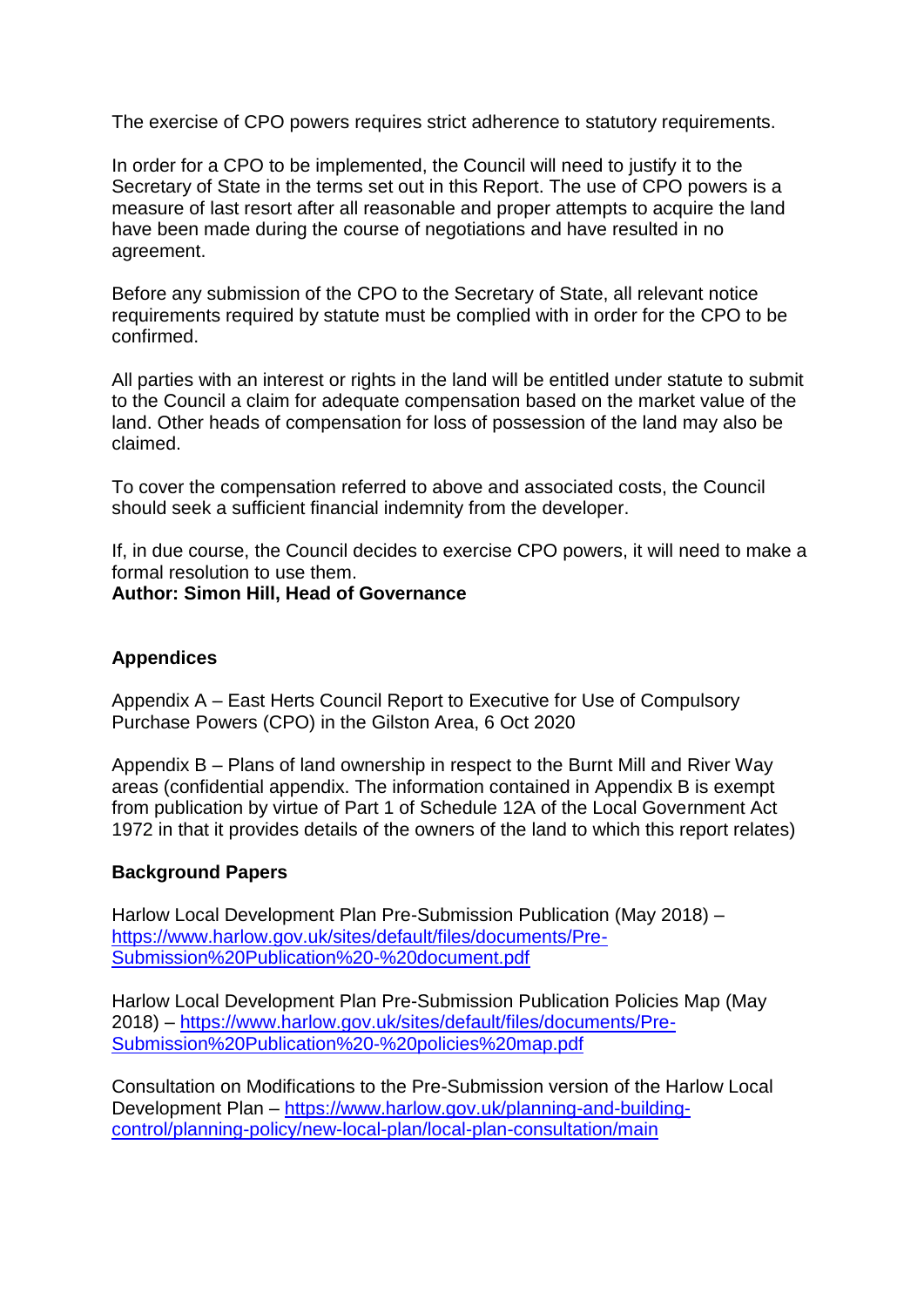The exercise of CPO powers requires strict adherence to statutory requirements.

In order for a CPO to be implemented, the Council will need to justify it to the Secretary of State in the terms set out in this Report. The use of CPO powers is a measure of last resort after all reasonable and proper attempts to acquire the land have been made during the course of negotiations and have resulted in no agreement.

Before any submission of the CPO to the Secretary of State, all relevant notice requirements required by statute must be complied with in order for the CPO to be confirmed.

All parties with an interest or rights in the land will be entitled under statute to submit to the Council a claim for adequate compensation based on the market value of the land. Other heads of compensation for loss of possession of the land may also be claimed.

To cover the compensation referred to above and associated costs, the Council should seek a sufficient financial indemnity from the developer.

If, in due course, the Council decides to exercise CPO powers, it will need to make a formal resolution to use them.
**Author: Simon Hill, Head of Governance**

**Appendices**

Appendix A – East Herts Council Report to Executive for Use of Compulsory Purchase Powers (CPO) in the Gilston Area, 6 Oct 2020

Appendix B – Plans of land ownership in respect to the Burnt Mill and River Way areas (confidential appendix. The information contained in Appendix B is exempt from publication by virtue of Part 1 of Schedule 12A of the Local Government Act 1972 in that it provides details of the owners of the land to which this report relates)

**Background Papers**

Harlow Local Development Plan Pre-Submission Publication (May 2018) – https://www.harlow.gov.uk/sites/default/files/documents/Pre-Submission%20Publication%20-%20document.pdf

Harlow Local Development Plan Pre-Submission Publication Policies Map (May 2018) – https://www.harlow.gov.uk/sites/default/files/documents/Pre-Submission%20Publication%20-%20policies%20map.pdf

Consultation on Modifications to the Pre-Submission version of the Harlow Local Development Plan – https://www.harlow.gov.uk/planning-and-building-control/planning-policy/new-local-plan/local-plan-consultation/main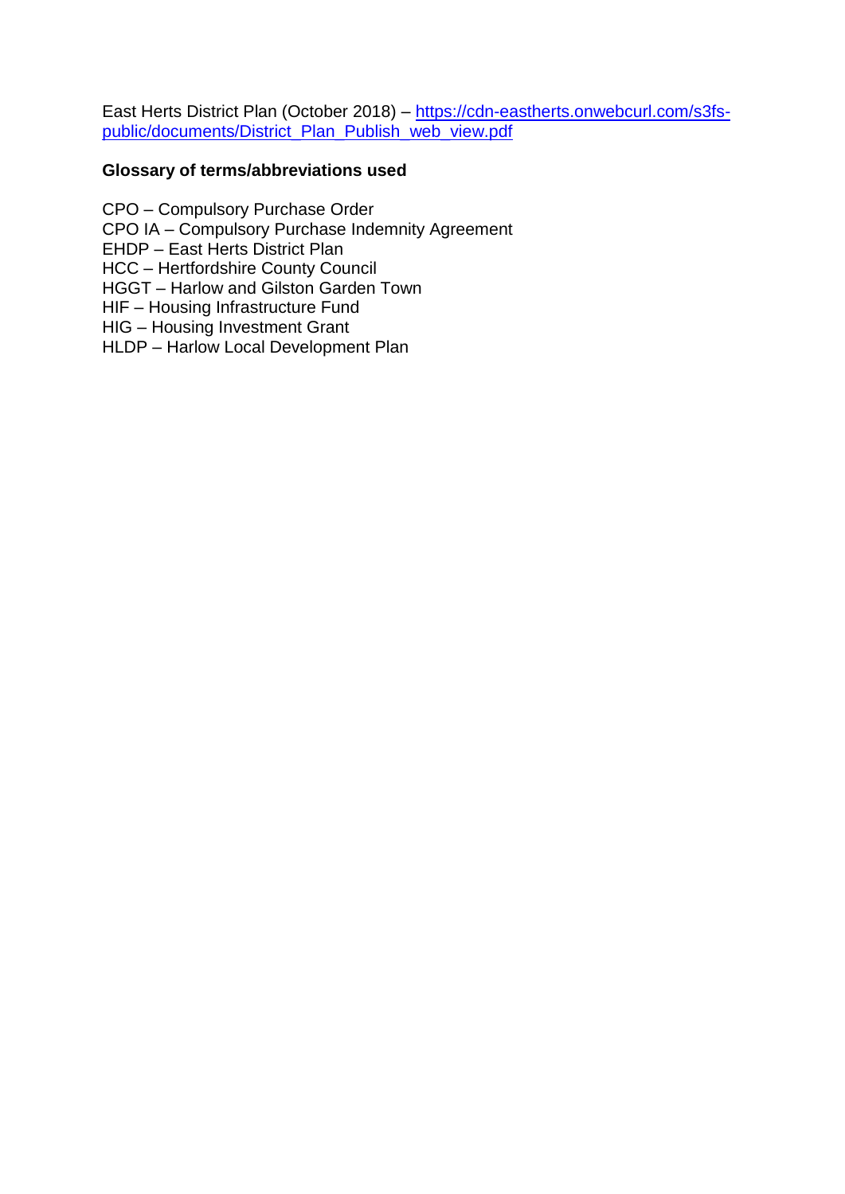East Herts District Plan (October 2018) – [https://cdn-eastherts.onwebcurl.com/s3fs-public/documents/District_Plan_Publish_web_view.pdf](https://cdn-eastherts.onwebcurl.com/s3fs-public/documents/District_Plan_Publish_web_view.pdf)

**Glossary of terms/abbreviations used**

CPO – Compulsory Purchase Order
CPO IA – Compulsory Purchase Indemnity Agreement
EHDP – East Herts District Plan
HCC – Hertfordshire County Council
HGGT – Harlow and Gilston Garden Town
HIF – Housing Infrastructure Fund
HIG – Housing Investment Grant
HLDP – Harlow Local Development Plan